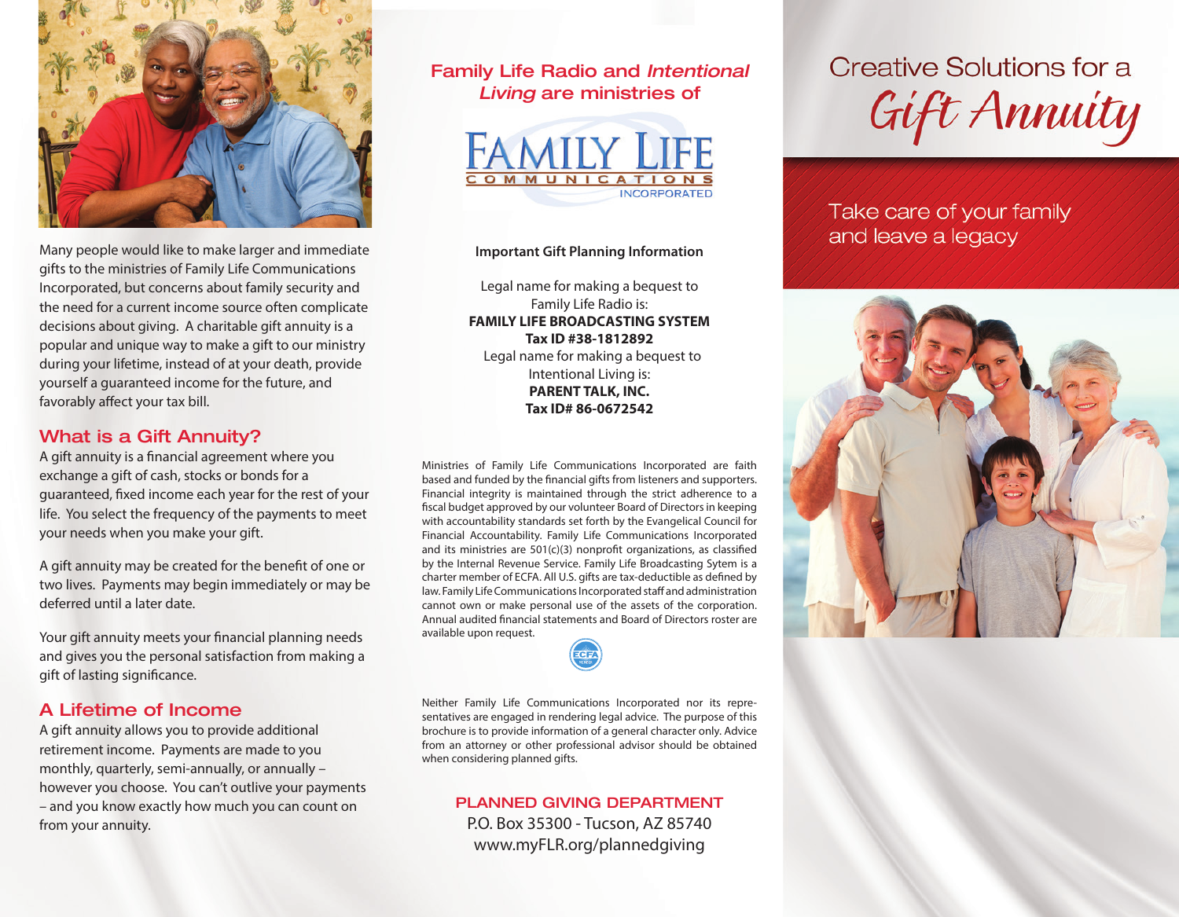Many people would like to make larger and immediate gifts to the ministries of Family Life Communications Incorporated, but concerns about family security and the need for a current income source often complicate decisions about giving. A charitable gift annuity is a popular and unique way to make a gift to our ministry during your lifetime, instead of at your death, provide yourself a guaranteed income for the future, and favorably affect your tax bill.

## What is a Gift Annuity?

A gift annuity is a financial agreement where you exchange a gift of cash, stocks or bonds for a guaranteed, fixed income each year for the rest of your life. You select the frequency of the payments to meet your needs when you make your gift.

A gift annuity may be created for the benefit of one or two lives. Payments may begin immediately or may be deferred until a later date.

Your gift annuity meets your financial planning needs and gives you the personal satisfaction from making a gift of lasting significance.

## A Lifetime of Income

A gift annuity allows you to provide additional retirement income. Payments are made to you monthly, quarterly, semi-annually, or annually – however you choose. You can't outlive your payments – and you know exactly how much you can count on from your annuity.

## Family Life Radio and *Intentional Living* are ministries of

FAMILY LIFE COMMUNICATIONS INCORPORATED

**Important Gift Planning Information**

Legal name for making a bequest to Family Life Radio is:
**FAMILY LIFE BROADCASTING SYSTEM**
**Tax ID #38-1812892**
Legal name for making a bequest to Intentional Living is:
**PARENT TALK, INC.**
**Tax ID# 86-0672542**

Ministries of Family Life Communications Incorporated are faith based and funded by the financial gifts from listeners and supporters. Financial integrity is maintained through the strict adherence to a fiscal budget approved by our volunteer Board of Directors in keeping with accountability standards set forth by the Evangelical Council for Financial Accountability. Family Life Communications Incorporated and its ministries are 501(c)(3) nonprofit organizations, as classified by the Internal Revenue Service. Family Life Broadcasting Sytem is a charter member of ECFA. All U.S. gifts are tax-deductible as defined by law. Family Life Communications Incorporated staff and administration cannot own or make personal use of the assets of the corporation. Annual audited financial statements and Board of Directors roster are available upon request.

Neither Family Life Communications Incorporated nor its representatives are engaged in rendering legal advice. The purpose of this brochure is to provide information of a general character only. Advice from an attorney or other professional advisor should be obtained when considering planned gifts.

**PLANNED GIVING DEPARTMENT**
P.O. Box 35300 - Tucson, AZ 85740
www.myFLR.org/plannedgiving

# Creative Solutions for a *Gift Annuity*

Take care of your family and leave a legacy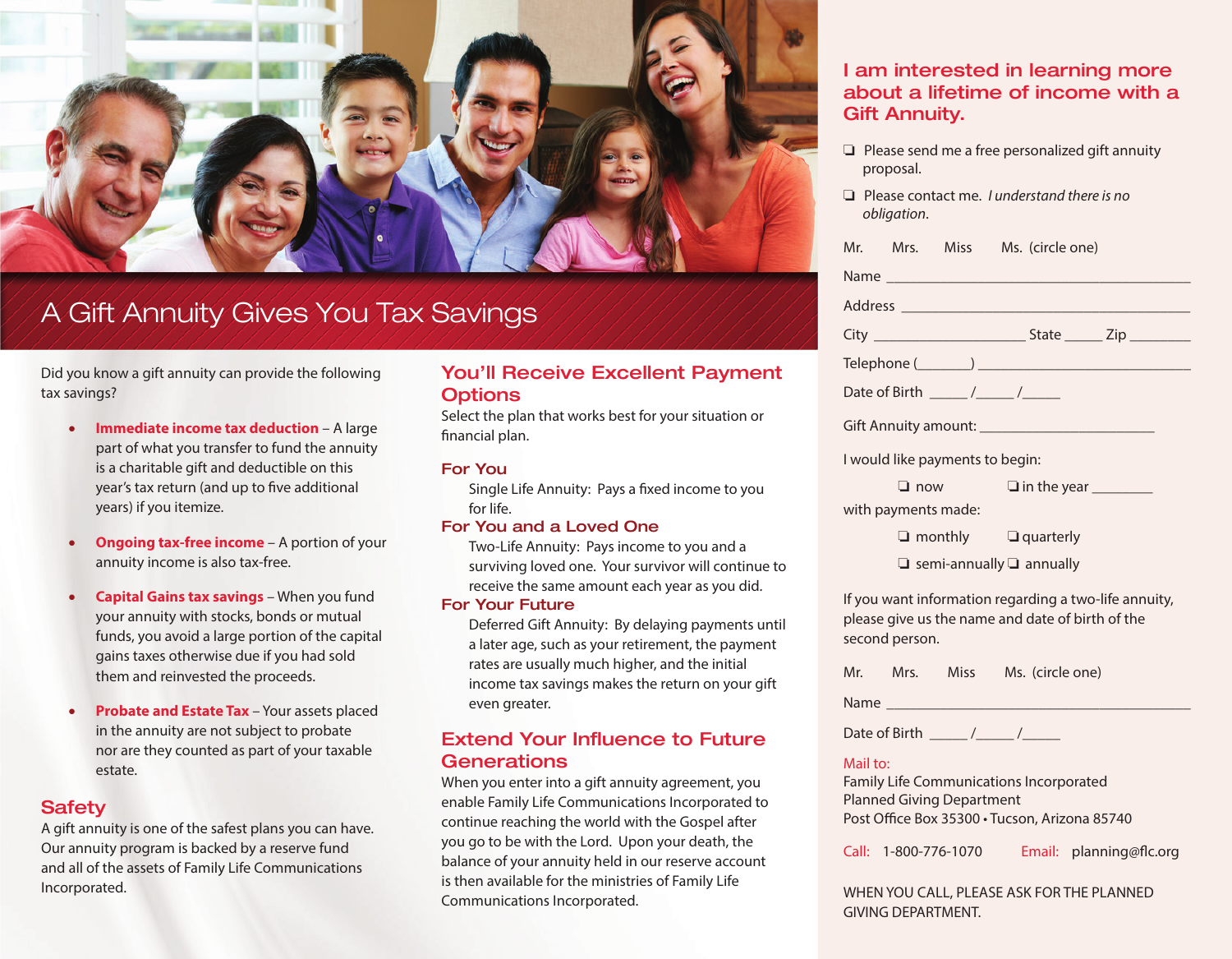# A Gift Annuity Gives You Tax Savings

Did you know a gift annuity can provide the following tax savings?

- **Immediate income tax deduction** – A large part of what you transfer to fund the annuity is a charitable gift and deductible on this year's tax return (and up to five additional years) if you itemize.
- **Ongoing tax-free income** – A portion of your annuity income is also tax-free.
- **Capital Gains tax savings** – When you fund your annuity with stocks, bonds or mutual funds, you avoid a large portion of the capital gains taxes otherwise due if you had sold them and reinvested the proceeds.
- **Probate and Estate Tax** – Your assets placed in the annuity are not subject to probate nor are they counted as part of your taxable estate.

## Safety

A gift annuity is one of the safest plans you can have. Our annuity program is backed by a reserve fund and all of the assets of Family Life Communications Incorporated.

## You'll Receive Excellent Payment Options

Select the plan that works best for your situation or financial plan.

### For You

Single Life Annuity: Pays a fixed income to you for life.

### For You and a Loved One

Two-Life Annuity: Pays income to you and a surviving loved one. Your survivor will continue to receive the same amount each year as you did.

### For Your Future

Deferred Gift Annuity: By delaying payments until a later age, such as your retirement, the payment rates are usually much higher, and the initial income tax savings makes the return on your gift even greater.

## Extend Your Influence to Future Generations

When you enter into a gift annuity agreement, you enable Family Life Communications Incorporated to continue reaching the world with the Gospel after you go to be with the Lord. Upon your death, the balance of your annuity held in our reserve account is then available for the ministries of Family Life Communications Incorporated.

## I am interested in learning more about a lifetime of income with a Gift Annuity.

❏ Please send me a free personalized gift annuity proposal.

❏ Please contact me. *I understand there is no obligation.*

Mr. Mrs. Miss Ms. (circle one)

Name ________________________________________

Address ______________________________________

City ___________________ State _____ Zip ________

Telephone (_______) ___________________________

Date of Birth _____ /_____ /_____

Gift Annuity amount: ________________________

I would like payments to begin:

❏ now ❏ in the year ________

with payments made:

❏ monthly ❏ quarterly

❏ semi-annually ❏ annually

If you want information regarding a two-life annuity, please give us the name and date of birth of the second person.

Mr. Mrs. Miss Ms. (circle one)

Name ________________________________________

Date of Birth _____ /_____ /_____

Mail to:
Family Life Communications Incorporated
Planned Giving Department
Post Office Box 35300 • Tucson, Arizona 85740

Call: 1-800-776-1070 Email: planning@flc.org

WHEN YOU CALL, PLEASE ASK FOR THE PLANNED GIVING DEPARTMENT.